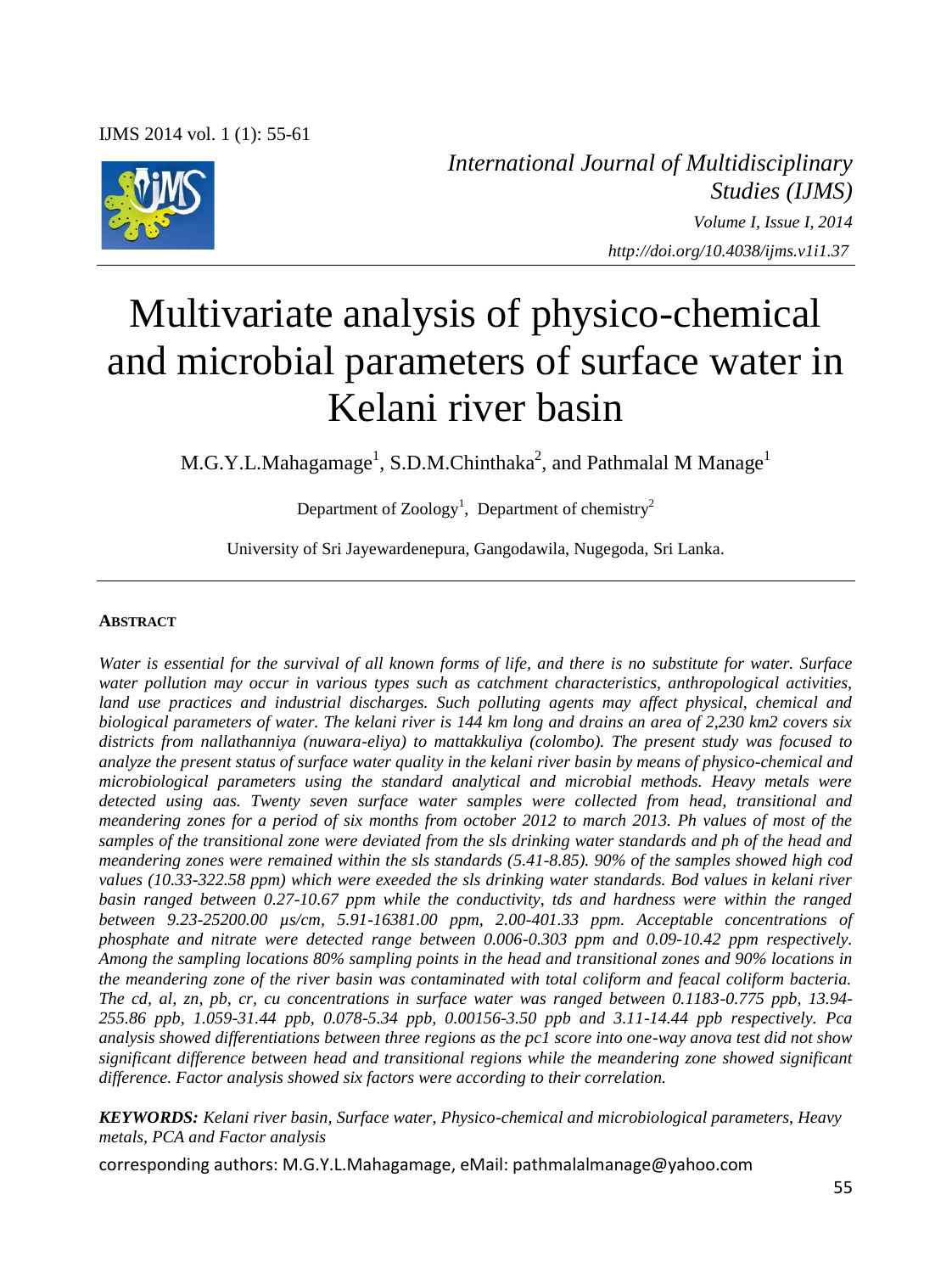*International Journal of Multidisciplinary Studies (IJMS)*
*Volume I, Issue I, 2014*
*http://doi.org/10.4038/ijms.v1i1.37*

# Multivariate analysis of physico-chemical and microbial parameters of surface water in Kelani river basin

M.G.Y.L.Mahagamage[1], S.D.M.Chinthaka[2], and Pathmalal M Manage[1]

Department of Zoology[1], Department of chemistry[2]

University of Sri Jayewardenepura, Gangodawila, Nugegoda, Sri Lanka.

**ABSTRACT**

*Water is essential for the survival of all known forms of life, and there is no substitute for water. Surface water pollution may occur in various types such as catchment characteristics, anthropological activities, land use practices and industrial discharges. Such polluting agents may affect physical, chemical and biological parameters of water. The kelani river is 144 km long and drains an area of 2,230 km2 covers six districts from nallathanniya (nuwara-eliya) to mattakkuliya (colombo). The present study was focused to analyze the present status of surface water quality in the kelani river basin by means of physico-chemical and microbiological parameters using the standard analytical and microbial methods. Heavy metals were detected using aas. Twenty seven surface water samples were collected from head, transitional and meandering zones for a period of six months from october 2012 to march 2013. Ph values of most of the samples of the transitional zone were deviated from the sls drinking water standards and ph of the head and meandering zones were remained within the sls standards (5.41-8.85). 90% of the samples showed high cod values (10.33-322.58 ppm) which were exeeded the sls drinking water standards. Bod values in kelani river basin ranged between 0.27-10.67 ppm while the conductivity, tds and hardness were within the ranged between 9.23-25200.00 µs/cm, 5.91-16381.00 ppm, 2.00-401.33 ppm. Acceptable concentrations of phosphate and nitrate were detected range between 0.006-0.303 ppm and 0.09-10.42 ppm respectively. Among the sampling locations 80% sampling points in the head and transitional zones and 90% locations in the meandering zone of the river basin was contaminated with total coliform and feacal coliform bacteria. The cd, al, zn, pb, cr, cu concentrations in surface water was ranged between 0.1183-0.775 ppb, 13.94-255.86 ppb, 1.059-31.44 ppb, 0.078-5.34 ppb, 0.00156-3.50 ppb and 3.11-14.44 ppb respectively. Pca analysis showed differentiations between three regions as the pc1 score into one-way anova test did not show significant difference between head and transitional regions while the meandering zone showed significant difference. Factor analysis showed six factors were according to their correlation.*

***KEYWORDS:*** *Kelani river basin, Surface water, Physico-chemical and microbiological parameters, Heavy metals, PCA and Factor analysis*

corresponding authors: M.G.Y.L.Mahagamage, eMail: pathmalalmanage@yahoo.com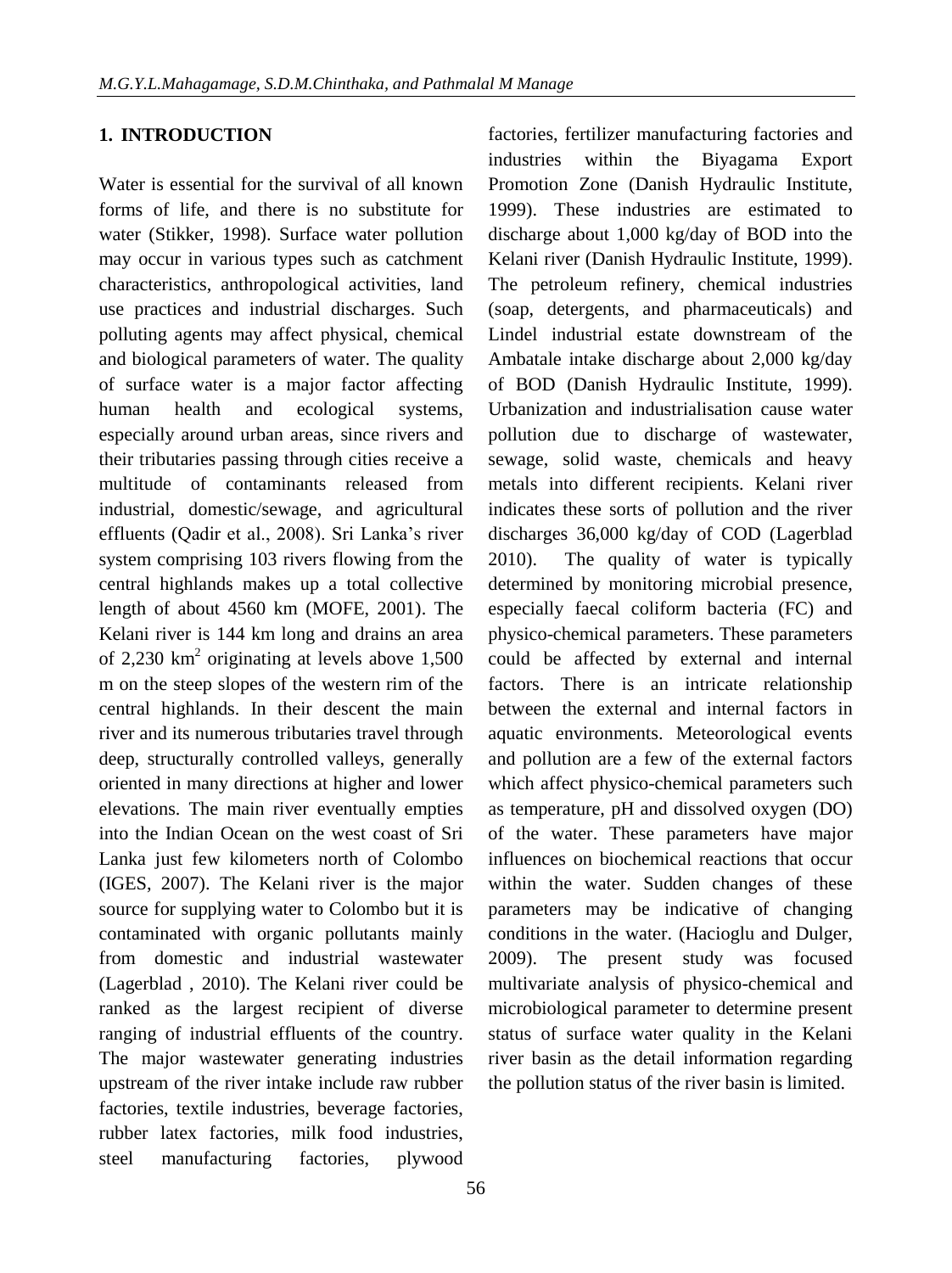## 1. INTRODUCTION

Water is essential for the survival of all known forms of life, and there is no substitute for water (Stikker, 1998). Surface water pollution may occur in various types such as catchment characteristics, anthropological activities, land use practices and industrial discharges. Such polluting agents may affect physical, chemical and biological parameters of water. The quality of surface water is a major factor affecting human health and ecological systems, especially around urban areas, since rivers and their tributaries passing through cities receive a multitude of contaminants released from industrial, domestic/sewage, and agricultural effluents (Qadir et al., 2008). Sri Lanka's river system comprising 103 rivers flowing from the central highlands makes up a total collective length of about 4560 km (MOFE, 2001). The Kelani river is 144 km long and drains an area of 2,230 km$^2$ originating at levels above 1,500 m on the steep slopes of the western rim of the central highlands. In their descent the main river and its numerous tributaries travel through deep, structurally controlled valleys, generally oriented in many directions at higher and lower elevations. The main river eventually empties into the Indian Ocean on the west coast of Sri Lanka just few kilometers north of Colombo (IGES, 2007). The Kelani river is the major source for supplying water to Colombo but it is contaminated with organic pollutants mainly from domestic and industrial wastewater (Lagerblad , 2010). The Kelani river could be ranked as the largest recipient of diverse ranging of industrial effluents of the country. The major wastewater generating industries upstream of the river intake include raw rubber factories, textile industries, beverage factories, rubber latex factories, milk food industries, steel manufacturing factories, plywood factories, fertilizer manufacturing factories and industries within the Biyagama Export Promotion Zone (Danish Hydraulic Institute, 1999). These industries are estimated to discharge about 1,000 kg/day of BOD into the Kelani river (Danish Hydraulic Institute, 1999). The petroleum refinery, chemical industries (soap, detergents, and pharmaceuticals) and Lindel industrial estate downstream of the Ambatale intake discharge about 2,000 kg/day of BOD (Danish Hydraulic Institute, 1999). Urbanization and industrialisation cause water pollution due to discharge of wastewater, sewage, solid waste, chemicals and heavy metals into different recipients. Kelani river indicates these sorts of pollution and the river discharges 36,000 kg/day of COD (Lagerblad 2010). The quality of water is typically determined by monitoring microbial presence, especially faecal coliform bacteria (FC) and physico-chemical parameters. These parameters could be affected by external and internal factors. There is an intricate relationship between the external and internal factors in aquatic environments. Meteorological events and pollution are a few of the external factors which affect physico-chemical parameters such as temperature, pH and dissolved oxygen (DO) of the water. These parameters have major influences on biochemical reactions that occur within the water. Sudden changes of these parameters may be indicative of changing conditions in the water. (Hacioglu and Dulger, 2009). The present study was focused multivariate analysis of physico-chemical and microbiological parameter to determine present status of surface water quality in the Kelani river basin as the detail information regarding the pollution status of the river basin is limited.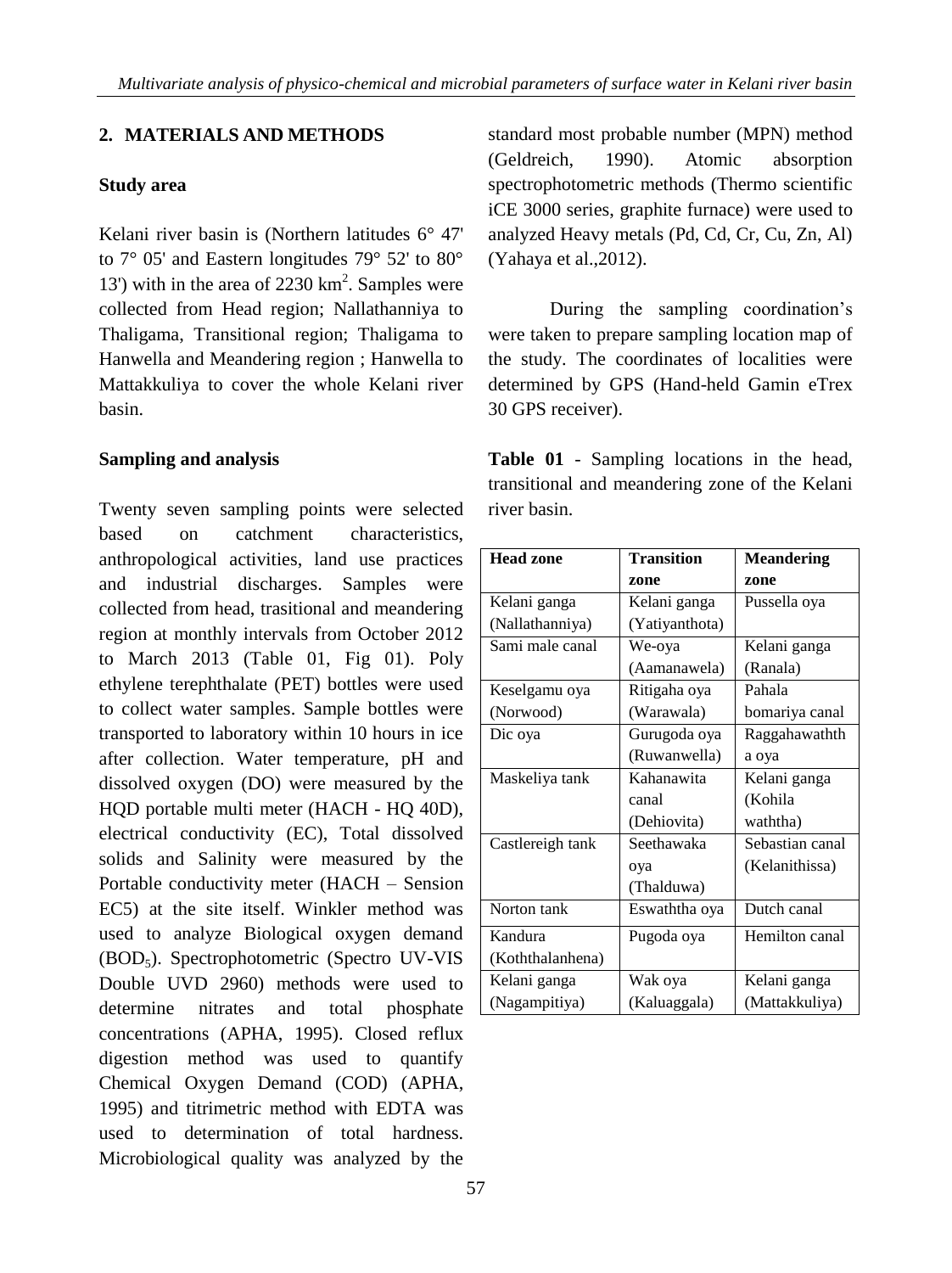## 2. MATERIALS AND METHODS

### Study area

Kelani river basin is (Northern latitudes 6° 47' to 7° 05' and Eastern longitudes 79° 52' to 80° 13') with in the area of 2230 $km^2$. Samples were collected from Head region; Nallathanniya to Thaligama, Transitional region; Thaligama to Hanwella and Meandering region ; Hanwella to Mattakkuliya to cover the whole Kelani river basin.

### Sampling and analysis

Twenty seven sampling points were selected based on catchment characteristics, anthropological activities, land use practices and industrial discharges. Samples were collected from head, trasitional and meandering region at monthly intervals from October 2012 to March 2013 (Table 01, Fig 01). Poly ethylene terephthalate (PET) bottles were used to collect water samples. Sample bottles were transported to laboratory within 10 hours in ice after collection. Water temperature, pH and dissolved oxygen (DO) were measured by the HQD portable multi meter (HACH - HQ 40D), electrical conductivity (EC), Total dissolved solids and Salinity were measured by the Portable conductivity meter (HACH – Session EC5) at the site itself. Winkler method was used to analyze Biological oxygen demand ($BOD_5$). Spectrophotometric (Spectro UV-VIS Double UVD 2960) methods were used to determine nitrates and total phosphate concentrations (APHA, 1995). Closed reflux digestion method was used to quantify Chemical Oxygen Demand (COD) (APHA, 1995) and titrimetric method with EDTA was used to determination of total hardness. Microbiological quality was analyzed by the standard most probable number (MPN) method (Geldreich, 1990). Atomic absorption spectrophotometric methods (Thermo scientific iCE 3000 series, graphite furnace) were used to analyzed Heavy metals (Pd, Cd, Cr, Cu, Zn, Al) (Yahaya et al.,2012).

During the sampling coordination's were taken to prepare sampling location map of the study. The coordinates of localities were determined by GPS (Hand-held Gamin eTrex 30 GPS receiver).

**Table 01** - Sampling locations in the head, transitional and meandering zone of the Kelani river basin.

| Head zone | Transition zone | Meandering zone |
|---|---|---|
| Kelani ganga (Nallathanniya) | Kelani ganga (Yatiyanthota) | Pussella oya |
| Sami male canal | We-oya (Aamanawela) | Kelani ganga (Ranala) |
| Keselgamu oya (Norwood) | Ritigaha oya (Warawala) | Pahala bomariya canal |
| Dic oya | Gurugoda oya (Ruwanwella) | Raggahawaththa oya |
| Maskeliya tank | Kahanawita canal (Dehiovita) | Kelani ganga (Kohila waththa) |
| Castlereigh tank | Seethawaka oya (Thalduwa) | Sebastian canal (Kelanithissa) |
| Norton tank | Eswaththa oya | Dutch canal |
| Kandura (Koththalanhena) | Pugoda oya | Hemilton canal |
| Kelani ganga (Nagampitiya) | Wak oya (Kaluaggala) | Kelani ganga (Mattakkuliya) |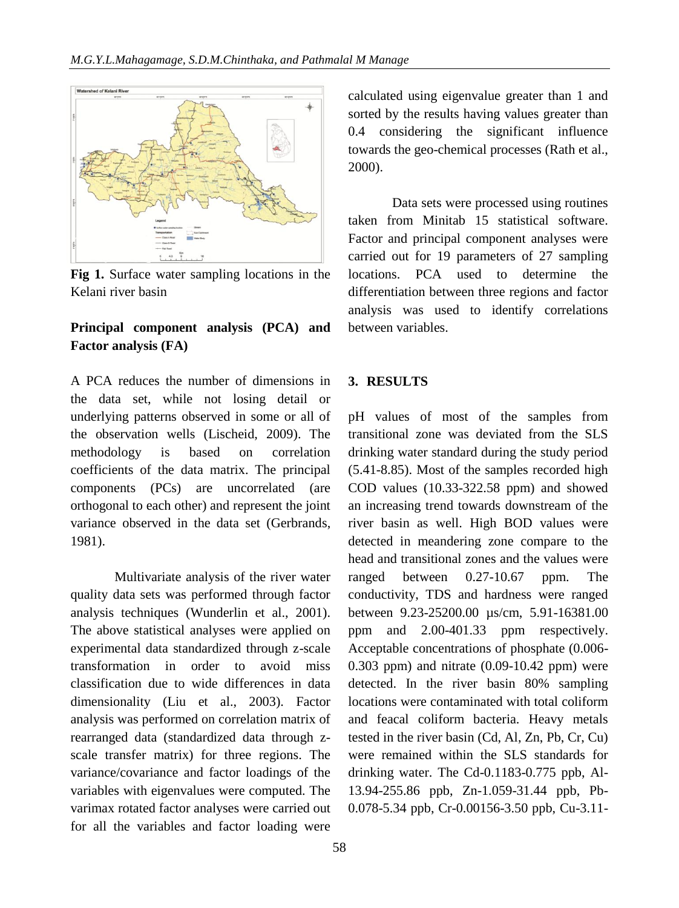Fig 1. Surface water sampling locations in the Kelani river basin

**Principal component analysis (PCA) and Factor analysis (FA)**

A PCA reduces the number of dimensions in the data set, while not losing detail or underlying patterns observed in some or all of the observation wells (Lischeid, 2009). The methodology is based on correlation coefficients of the data matrix. The principal components (PCs) are uncorrelated (are orthogonal to each other) and represent the joint variance observed in the data set (Gerbrands, 1981).

Multivariate analysis of the river water quality data sets was performed through factor analysis techniques (Wunderlin et al., 2001). The above statistical analyses were applied on experimental data standardized through z-scale transformation in order to avoid miss classification due to wide differences in data dimensionality (Liu et al., 2003). Factor analysis was performed on correlation matrix of rearranged data (standardized data through z-scale transfer matrix) for three regions. The variance/covariance and factor loadings of the variables with eigenvalues were computed. The varimax rotated factor analyses were carried out for all the variables and factor loading were calculated using eigenvalue greater than 1 and sorted by the results having values greater than 0.4 considering the significant influence towards the geo-chemical processes (Rath et al., 2000).

Data sets were processed using routines taken from Minitab 15 statistical software. Factor and principal component analyses were carried out for 19 parameters of 27 sampling locations. PCA used to determine the differentiation between three regions and factor analysis was used to identify correlations between variables.

## 3. RESULTS

pH values of most of the samples from transitional zone was deviated from the SLS drinking water standard during the study period (5.41-8.85). Most of the samples recorded high COD values (10.33-322.58 ppm) and showed an increasing trend towards downstream of the river basin as well. High BOD values were detected in meandering zone compare to the head and transitional zones and the values were ranged between 0.27-10.67 ppm. The conductivity, TDS and hardness were ranged between 9.23-25200.00 µs/cm, 5.91-16381.00 ppm and 2.00-401.33 ppm respectively. Acceptable concentrations of phosphate (0.006-0.303 ppm) and nitrate (0.09-10.42 ppm) were detected. In the river basin 80% sampling locations were contaminated with total coliform and feacal coliform bacteria. Heavy metals tested in the river basin (Cd, Al, Zn, Pb, Cr, Cu) were remained within the SLS standards for drinking water. The Cd-0.1183-0.775 ppb, Al-13.94-255.86 ppb, Zn-1.059-31.44 ppb, Pb-0.078-5.34 ppb, Cr-0.00156-3.50 ppb, Cu-3.11-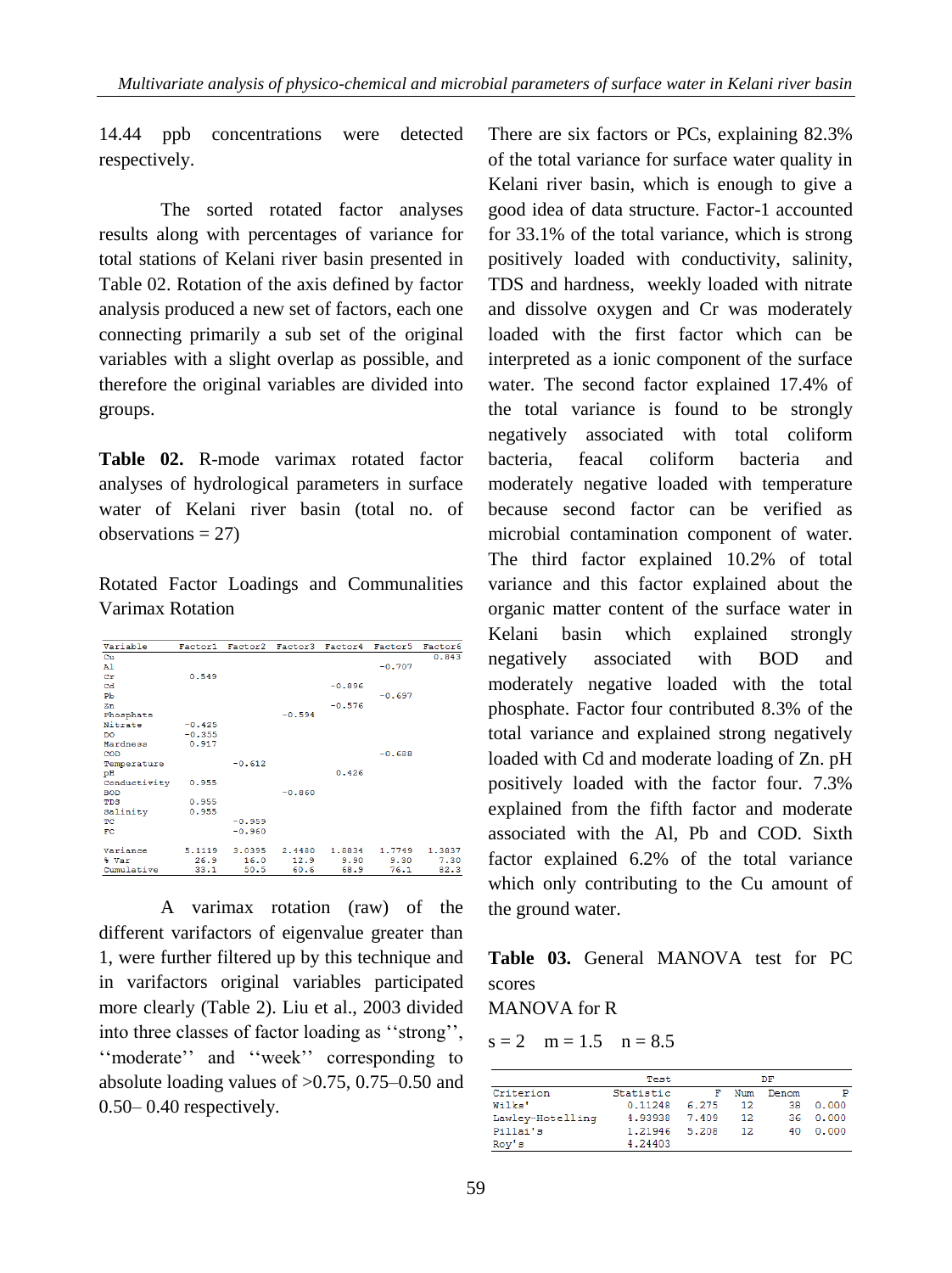14.44 ppb concentrations were detected respectively.

The sorted rotated factor analyses results along with percentages of variance for total stations of Kelani river basin presented in Table 02. Rotation of the axis defined by factor analysis produced a new set of factors, each one connecting primarily a sub set of the original variables with a slight overlap as possible, and therefore the original variables are divided into groups.

**Table 02.** R-mode varimax rotated factor analyses of hydrological parameters in surface water of Kelani river basin (total no. of observations = 27)

Rotated Factor Loadings and Communalities Varimax Rotation

| Variable | Factor1 | Factor2 | Factor3 | Factor4 | Factor5 | Factor6 |
|---|---|---|---|---|---|---|
| Cu | | | | | | 0.843 |
| Al | | | | | -0.707 | |
| Cr | 0.549 | | | | | |
| Cd | | | | -0.896 | | |
| Pb | | | | | -0.697 | |
| Zn | | | | -0.576 | | |
| Phosphate | | | -0.594 | | | |
| Nitrate | -0.425 | | | | | |
| DO | -0.355 | | | | | |
| Hardness | 0.917 | | | | | |
| COD | | | | | -0.688 | |
| Temperature | | -0.612 | | | | |
| pH | | | | 0.426 | | |
| Conductivity | 0.955 | | | | | |
| BOD | | | -0.860 | | | |
| TDS | 0.955 | | | | | |
| Salinity | 0.955 | | | | | |
| TC | | -0.959 | | | | |
| FC | | -0.960 | | | | |
| Variance | 5.1119 | 3.0395 | 2.4480 | 1.8834 | 1.7749 | 1.3837 |
| % Var | 26.9 | 16.0 | 12.9 | 9.90 | 9.30 | 7.30 |
| Cumulative | 33.1 | 50.5 | 60.6 | 68.9 | 76.1 | 82.3 |

A varimax rotation (raw) of the different varifactors of eigenvalue greater than 1, were further filtered up by this technique and in varifactors original variables participated more clearly (Table 2). Liu et al., 2003 divided into three classes of factor loading as ''strong'', ''moderate'' and ''week'' corresponding to absolute loading values of >0.75, 0.75–0.50 and 0.50– 0.40 respectively.

There are six factors or PCs, explaining 82.3% of the total variance for surface water quality in Kelani river basin, which is enough to give a good idea of data structure. Factor-1 accounted for 33.1% of the total variance, which is strong positively loaded with conductivity, salinity, TDS and hardness, weekly loaded with nitrate and dissolve oxygen and Cr was moderately loaded with the first factor which can be interpreted as a ionic component of the surface water. The second factor explained 17.4% of the total variance is found to be strongly negatively associated with total coliform bacteria, feacal coliform bacteria and moderately negative loaded with temperature because second factor can be verified as microbial contamination component of water. The third factor explained 10.2% of total variance and this factor explained about the organic matter content of the surface water in Kelani basin which explained strongly negatively associated with BOD and moderately negative loaded with the total phosphate. Factor four contributed 8.3% of the total variance and explained strong negatively loaded with Cd and moderate loading of Zn. pH positively loaded with the factor four. 7.3% explained from the fifth factor and moderate associated with the Al, Pb and COD. Sixth factor explained 6.2% of the total variance which only contributing to the Cu amount of the ground water.

**Table 03.** General MANOVA test for PC scores

MANOVA for R

s = 2  m = 1.5  n = 8.5

| Criterion | Test Statistic | F | DF Num | DF Denom | P |
|---|---|---|---|---|---|
| Wilks' | 0.11248 | 6.275 | 12 | 38 | 0.000 |
| Lawley-Hotelling | 4.93938 | 7.409 | 12 | 36 | 0.000 |
| Pillai's | 1.21946 | 5.208 | 12 | 40 | 0.000 |
| Roy's | 4.24403 | | | | |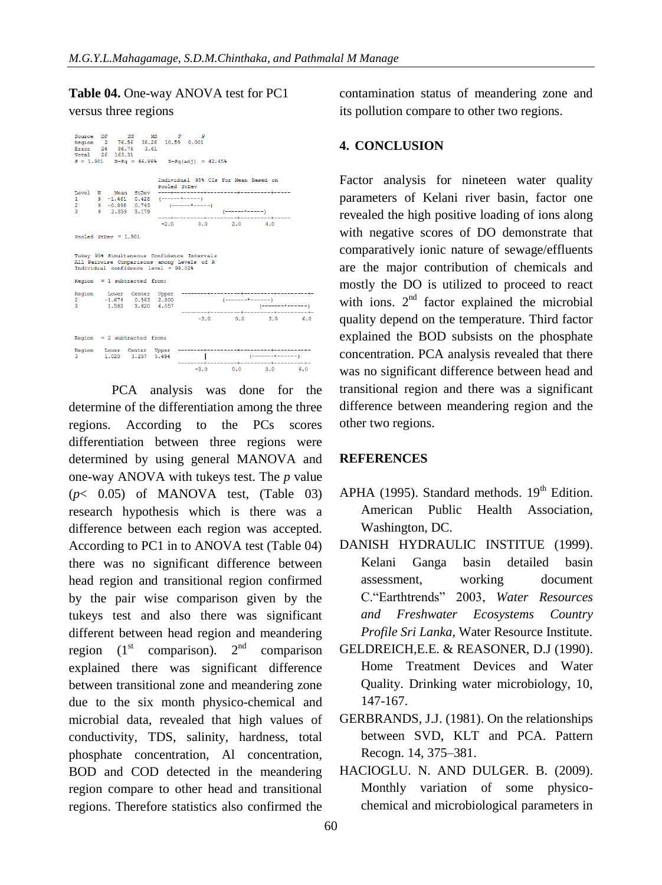**Table 04.** One-way ANOVA test for PC1 versus three regions

```
Source  DF      SS     MS      F      P
Region   2   76.56  38.28  10.59  0.001
Error   24   86.76   3.61
Total   26  163.31
S = 1.901   R-Sq = 46.88%   R-Sq(adj) = 42.45%

                          Individual 95% CIs For Mean Based on
                          Pooled StDev
Level  N    Mean  StDev  ----+---------+---------+---------+-----
1      9  -1.461  0.428  (------*-----)
2      9  -0.898  0.743     (------*-----)
3      9   2.359  3.179                    (------*-----)
                         ----+---------+---------+---------+-----
                          -2.0       0.0       2.0       4.0

Pooled StDev = 1.901


Tukey 95% Simultaneous Confidence Intervals
All Pairwise Comparisons among Levels of R
Individual confidence level = 98.02%

Region  = 1 subtracted from:

Region    Lower  Center  Upper  ---------+---------+---------+---------+-
2        -1.674   0.563  2.800            (-------*------)
3         1.583   3.820  6.057                     (-------*------)
                                ---------+---------+---------+---------+-
                                      -3.0       0.0       3.0       6.0


Region  = 2 subtracted from:

Region   Lower  Center  Upper  ---------+---------+---------+---------+-
3        1.020   3.257  5.494                    (-------*------)
                               ---------+---------+---------+---------+-
                                     -3.0       0.0       3.0       6.0
```

PCA analysis was done for the determine of the differentiation among the three regions. According to the PCs scores differentiation between three regions were determined by using general MANOVA and one-way ANOVA with tukeys test. The *p* value ($p < 0.05$) of MANOVA test, (Table 03) research hypothesis which is there was a difference between each region was accepted. According to PC1 in to ANOVA test (Table 04) there was no significant difference between head region and transitional region confirmed by the pair wise comparison given by the tukeys test and also there was significant different between head region and meandering region (1st comparison). 2nd comparison explained there was significant difference between transitional zone and meandering zone due to the six month physico-chemical and microbial data, revealed that high values of conductivity, TDS, salinity, hardness, total phosphate concentration, Al concentration, BOD and COD detected in the meandering region compare to other head and transitional regions. Therefore statistics also confirmed the contamination status of meandering zone and its pollution compare to other two regions.

## 4. CONCLUSION

Factor analysis for nineteen water quality parameters of Kelani river basin, factor one revealed the high positive loading of ions along with negative scores of DO demonstrate that comparatively ionic nature of sewage/effluents are the major contribution of chemicals and mostly the DO is utilized to proceed to react with ions. 2nd factor explained the microbial quality depend on the temperature. Third factor explained the BOD subsists on the phosphate concentration. PCA analysis revealed that there was no significant difference between head and transitional region and there was a significant difference between meandering region and the other two regions.

## REFERENCES

APHA (1995). Standard methods. 19th Edition. American Public Health Association, Washington, DC.

DANISH HYDRAULIC INSTITUTE (1999). Kelani Ganga basin detailed basin assessment, working document C."Earthtrends" 2003, *Water Resources and Freshwater Ecosystems Country Profile Sri Lanka*, Water Resource Institute.

GELDREICH,E.E. & REASONER, D.J (1990). Home Treatment Devices and Water Quality. Drinking water microbiology, 10, 147-167.

GERBRANDS, J.J. (1981). On the relationships between SVD, KLT and PCA. Pattern Recogn. 14, 375–381.

HACIOGLU. N. AND DULGER. B. (2009). Monthly variation of some physico-chemical and microbiological parameters in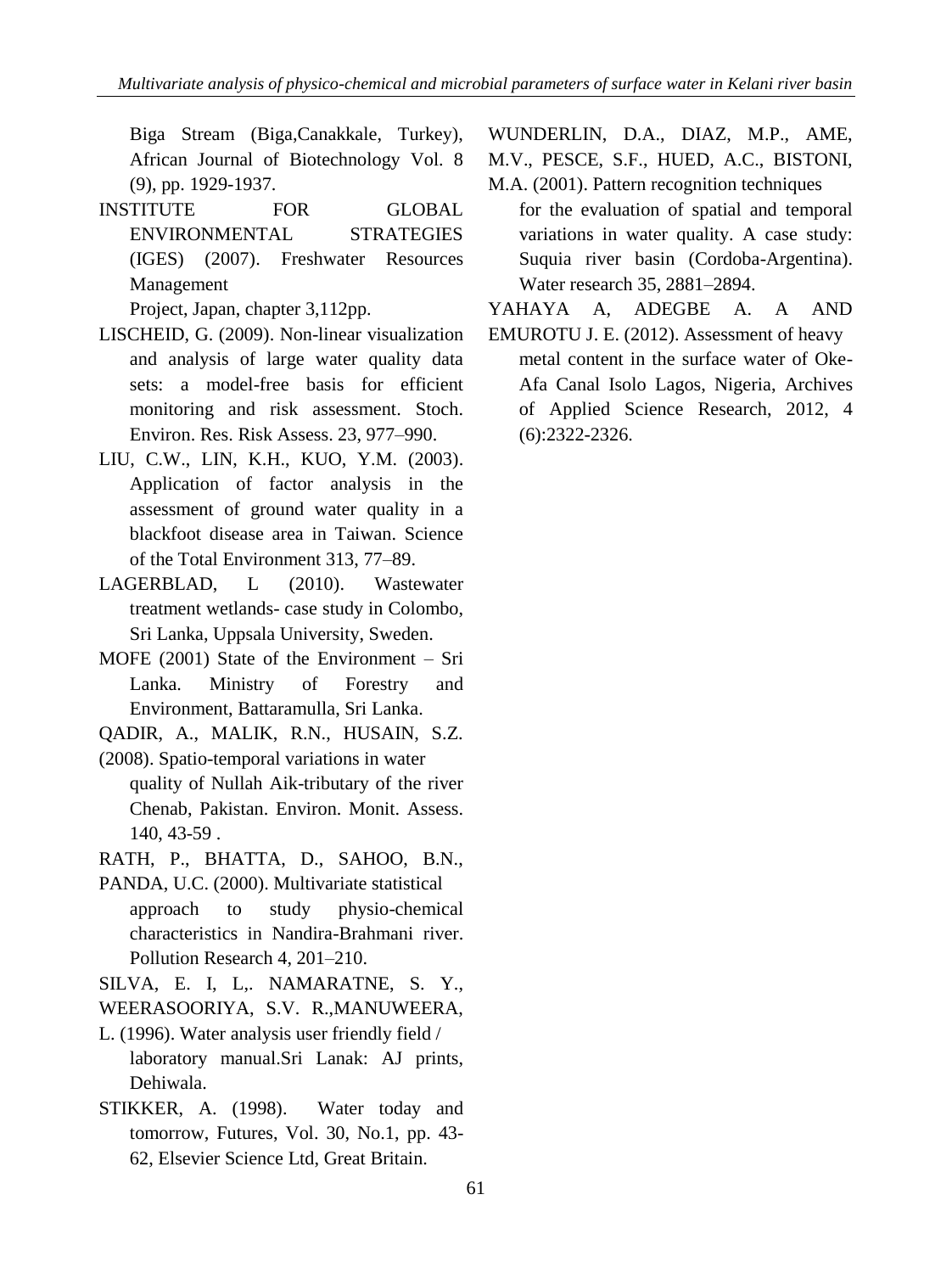Biga Stream (Biga,Canakkale, Turkey), African Journal of Biotechnology Vol. 8 (9), pp. 1929-1937.

INSTITUTE FOR GLOBAL ENVIRONMENTAL STRATEGIES (IGES) (2007). Freshwater Resources Management Project, Japan, chapter 3,112pp.

LISCHEID, G. (2009). Non-linear visualization and analysis of large water quality data sets: a model-free basis for efficient monitoring and risk assessment. Stoch. Environ. Res. Risk Assess. 23, 977–990.

LIU, C.W., LIN, K.H., KUO, Y.M. (2003). Application of factor analysis in the assessment of ground water quality in a blackfoot disease area in Taiwan. Science of the Total Environment 313, 77–89.

LAGERBLAD, L (2010). Wastewater treatment wetlands- case study in Colombo, Sri Lanka, Uppsala University, Sweden.

MOFE (2001) State of the Environment – Sri Lanka. Ministry of Forestry and Environment, Battaramulla, Sri Lanka.

QADIR, A., MALIK, R.N., HUSAIN, S.Z. (2008). Spatio-temporal variations in water quality of Nullah Aik-tributary of the river Chenab, Pakistan. Environ. Monit. Assess. 140, 43-59 .

RATH, P., BHATTA, D., SAHOO, B.N., PANDA, U.C. (2000). Multivariate statistical approach to study physio-chemical characteristics in Nandira-Brahmani river. Pollution Research 4, 201–210.

SILVA, E. I, L,. NAMARATNE, S. Y., WEERASOORIYA, S.V. R.,MANUWEERA, L. (1996). Water analysis user friendly field / laboratory manual.Sri Lanak: AJ prints, Dehiwala.

STIKKER, A. (1998). Water today and tomorrow, Futures, Vol. 30, No.1, pp. 43-62, Elsevier Science Ltd, Great Britain.

WUNDERLIN, D.A., DIAZ, M.P., AME, M.V., PESCE, S.F., HUED, A.C., BISTONI, M.A. (2001). Pattern recognition techniques for the evaluation of spatial and temporal variations in water quality. A case study: Suquia river basin (Cordoba-Argentina). Water research 35, 2881–2894.

YAHAYA A, ADEGBE A. A AND EMUROTU J. E. (2012). Assessment of heavy metal content in the surface water of Oke-Afa Canal Isolo Lagos, Nigeria, Archives of Applied Science Research, 2012, 4 (6):2322-2326.